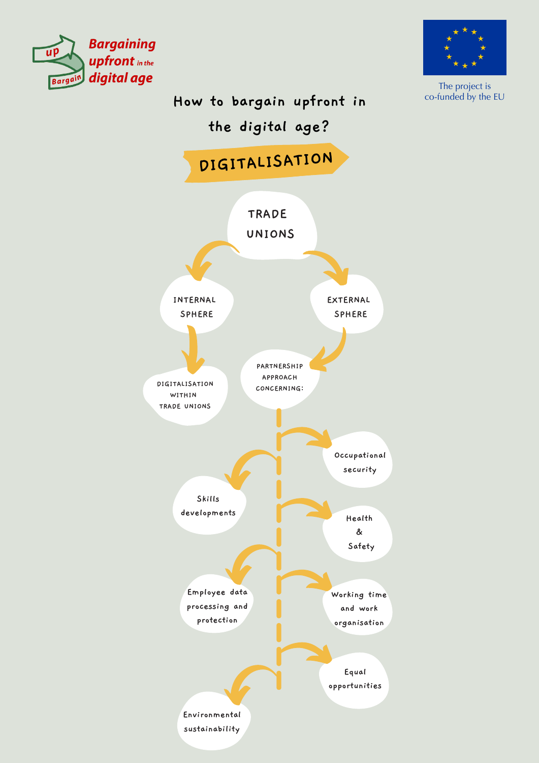Bargaining upfront in the digital age

The project is co-funded by the EU

# How to bargain upfront in the digital age?

## DIGITALISATION

**TRADE UNIONS**

- **INTERNAL SPHERE**
  - DIGITALISATION WITHIN TRADE UNIONS
- **EXTERNAL SPHERE**
  - PARTNERSHIP APPROACH CONCERNING:
    - Occupational security
    - Skills developments
    - Health & Safety
    - Employee data processing and protection
    - Working time and work organisation
    - Equal opportunities
    - Environmental sustainability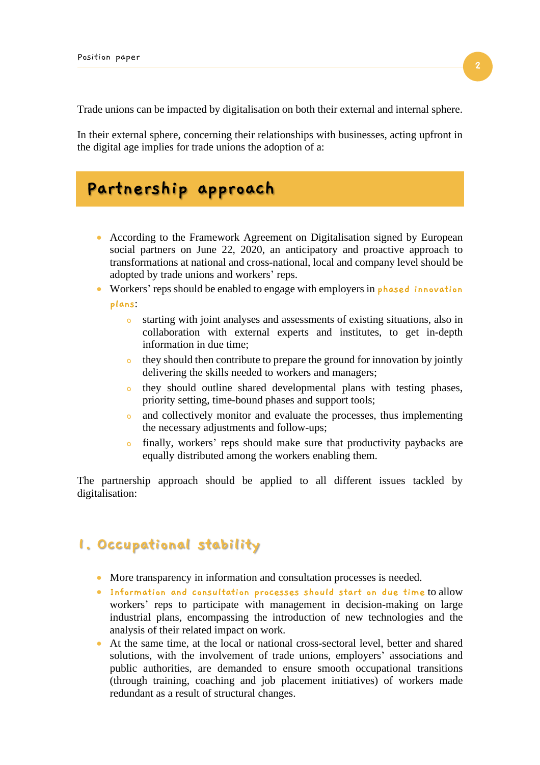Trade unions can be impacted by digitalisation on both their external and internal sphere.

In their external sphere, concerning their relationships with businesses, acting upfront in the digital age implies for trade unions the adoption of a:

## Partnership approach

- According to the Framework Agreement on Digitalisation signed by European social partners on June 22, 2020, an anticipatory and proactive approach to transformations at national and cross-national, local and company level should be adopted by trade unions and workers' reps.
- Workers' reps should be enabled to engage with employers in **phased innovation plans**:
  - starting with joint analyses and assessments of existing situations, also in collaboration with external experts and institutes, to get in-depth information in due time;
  - they should then contribute to prepare the ground for innovation by jointly delivering the skills needed to workers and managers;
  - they should outline shared developmental plans with testing phases, priority setting, time-bound phases and support tools;
  - and collectively monitor and evaluate the processes, thus implementing the necessary adjustments and follow-ups;
  - finally, workers' reps should make sure that productivity paybacks are equally distributed among the workers enabling them.

The partnership approach should be applied to all different issues tackled by digitalisation:

### 1. Occupational stability

- More transparency in information and consultation processes is needed.
- **Information and consultation processes should start on due time** to allow workers' reps to participate with management in decision-making on large industrial plans, encompassing the introduction of new technologies and the analysis of their related impact on work.
- At the same time, at the local or national cross-sectoral level, better and shared solutions, with the involvement of trade unions, employers' associations and public authorities, are demanded to ensure smooth occupational transitions (through training, coaching and job placement initiatives) of workers made redundant as a result of structural changes.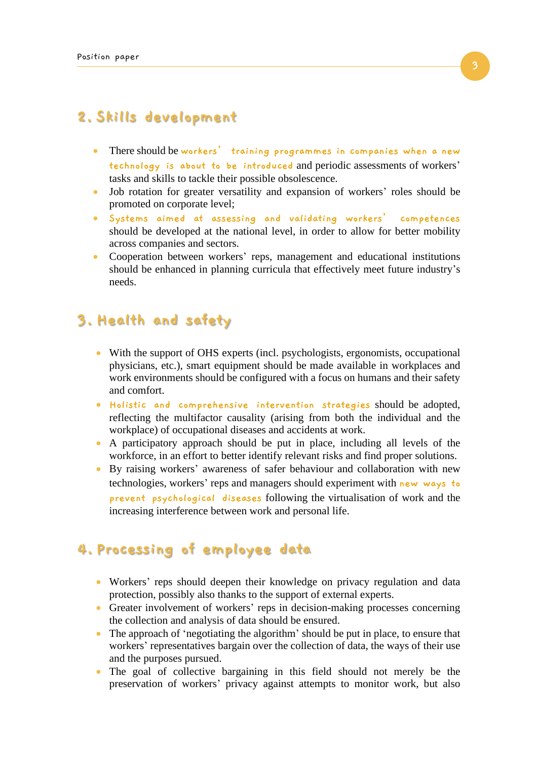## 2. Skills development

- There should be workers' training programmes in companies when a new technology is about to be introduced and periodic assessments of workers' tasks and skills to tackle their possible obsolescence.
- Job rotation for greater versatility and expansion of workers' roles should be promoted on corporate level;
- Systems aimed at assessing and validating workers' competences should be developed at the national level, in order to allow for better mobility across companies and sectors.
- Cooperation between workers' reps, management and educational institutions should be enhanced in planning curricula that effectively meet future industry's needs.

## 3. Health and safety

- With the support of OHS experts (incl. psychologists, ergonomists, occupational physicians, etc.), smart equipment should be made available in workplaces and work environments should be configured with a focus on humans and their safety and comfort.
- Holistic and comprehensive intervention strategies should be adopted, reflecting the multifactor causality (arising from both the individual and the workplace) of occupational diseases and accidents at work.
- A participatory approach should be put in place, including all levels of the workforce, in an effort to better identify relevant risks and find proper solutions.
- By raising workers' awareness of safer behaviour and collaboration with new technologies, workers' reps and managers should experiment with new ways to prevent psychological diseases following the virtualisation of work and the increasing interference between work and personal life.

## 4. Processing of employee data

- Workers' reps should deepen their knowledge on privacy regulation and data protection, possibly also thanks to the support of external experts.
- Greater involvement of workers' reps in decision-making processes concerning the collection and analysis of data should be ensured.
- The approach of 'negotiating the algorithm' should be put in place, to ensure that workers' representatives bargain over the collection of data, the ways of their use and the purposes pursued.
- The goal of collective bargaining in this field should not merely be the preservation of workers' privacy against attempts to monitor work, but also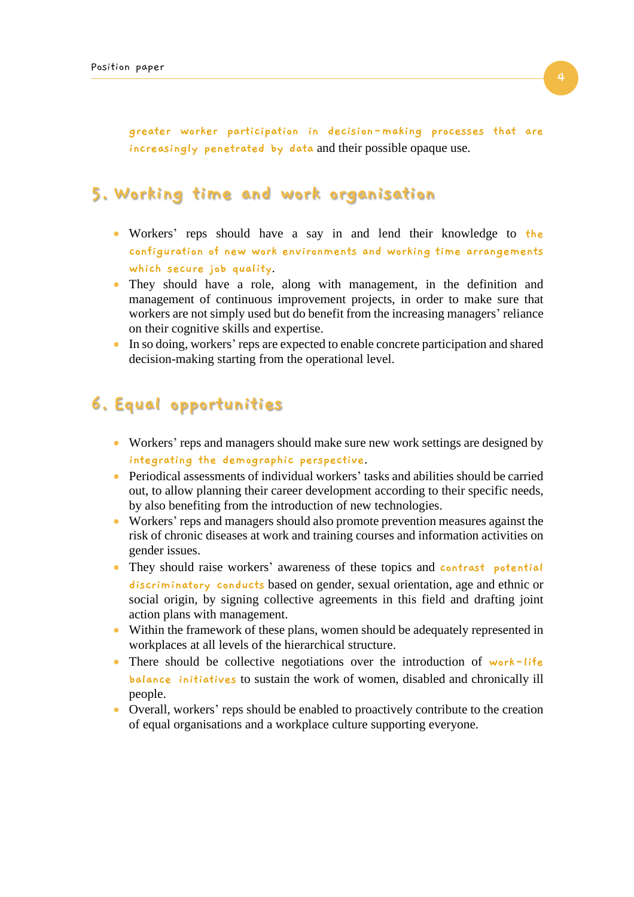greater worker participation in decision-making processes that are increasingly penetrated by data and their possible opaque use.

## 5. Working time and work organisation

- Workers' reps should have a say in and lend their knowledge to the configuration of new work environments and working time arrangements which secure job quality.
- They should have a role, along with management, in the definition and management of continuous improvement projects, in order to make sure that workers are not simply used but do benefit from the increasing managers' reliance on their cognitive skills and expertise.
- In so doing, workers' reps are expected to enable concrete participation and shared decision-making starting from the operational level.

## 6. Equal opportunities

- Workers' reps and managers should make sure new work settings are designed by integrating the demographic perspective.
- Periodical assessments of individual workers' tasks and abilities should be carried out, to allow planning their career development according to their specific needs, by also benefiting from the introduction of new technologies.
- Workers' reps and managers should also promote prevention measures against the risk of chronic diseases at work and training courses and information activities on gender issues.
- They should raise workers' awareness of these topics and contrast potential discriminatory conducts based on gender, sexual orientation, age and ethnic or social origin, by signing collective agreements in this field and drafting joint action plans with management.
- Within the framework of these plans, women should be adequately represented in workplaces at all levels of the hierarchical structure.
- There should be collective negotiations over the introduction of work-life balance initiatives to sustain the work of women, disabled and chronically ill people.
- Overall, workers' reps should be enabled to proactively contribute to the creation of equal organisations and a workplace culture supporting everyone.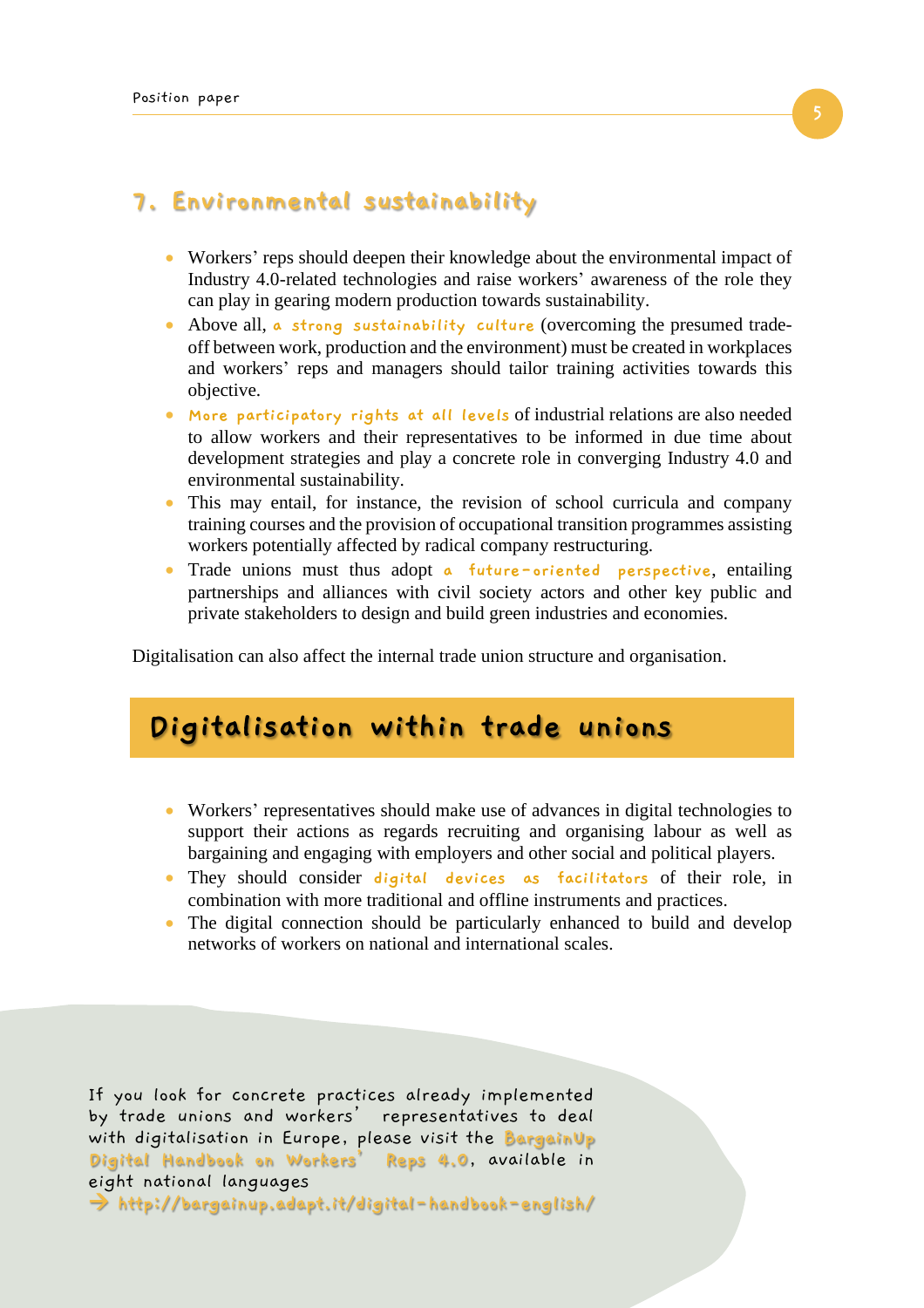## 7. Environmental sustainability

- Workers' reps should deepen their knowledge about the environmental impact of Industry 4.0-related technologies and raise workers' awareness of the role they can play in gearing modern production towards sustainability.
- Above all, **a strong sustainability culture** (overcoming the presumed trade-off between work, production and the environment) must be created in workplaces and workers' reps and managers should tailor training activities towards this objective.
- **More participatory rights at all levels** of industrial relations are also needed to allow workers and their representatives to be informed in due time about development strategies and play a concrete role in converging Industry 4.0 and environmental sustainability.
- This may entail, for instance, the revision of school curricula and company training courses and the provision of occupational transition programmes assisting workers potentially affected by radical company restructuring.
- Trade unions must thus adopt **a future-oriented perspective**, entailing partnerships and alliances with civil society actors and other key public and private stakeholders to design and build green industries and economies.

Digitalisation can also affect the internal trade union structure and organisation.

# Digitalisation within trade unions

- Workers' representatives should make use of advances in digital technologies to support their actions as regards recruiting and organising labour as well as bargaining and engaging with employers and other social and political players.
- They should consider **digital devices as facilitators** of their role, in combination with more traditional and offline instruments and practices.
- The digital connection should be particularly enhanced to build and develop networks of workers on national and international scales.

If you look for concrete practices already implemented by trade unions and workers' representatives to deal with digitalisation in Europe, please visit the **BargainUp Digital Handbook on Workers' Reps 4.0**, available in eight national languages

→ http://bargainup.adapt.it/digital-handbook-english/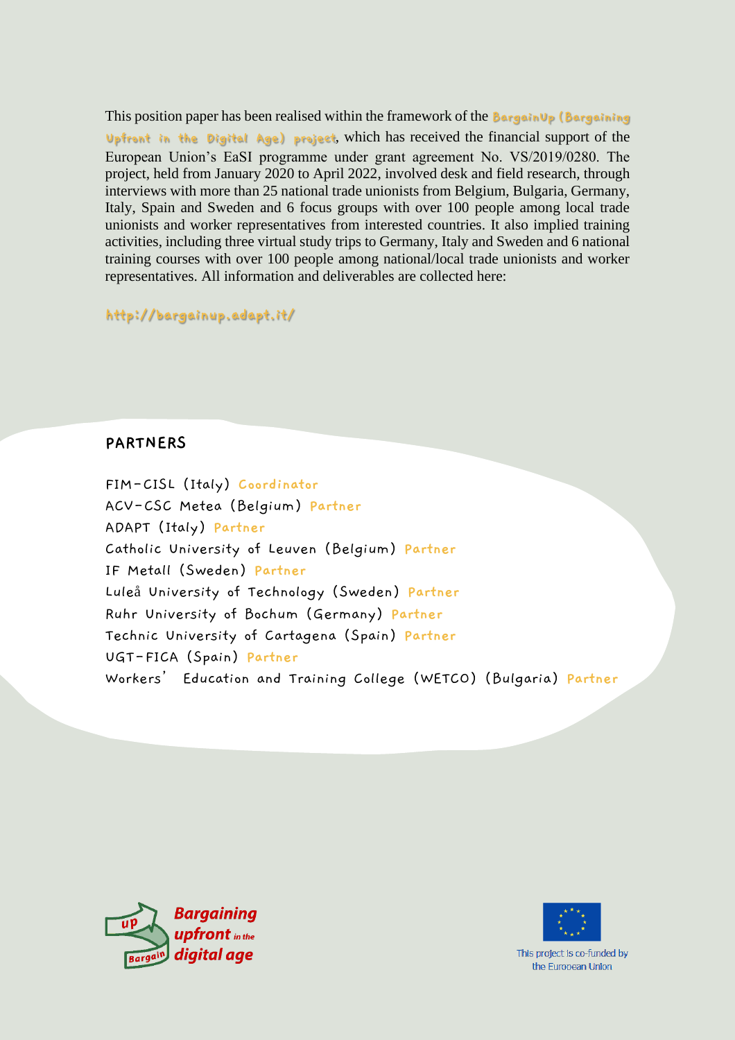This position paper has been realised within the framework of the BargainUp (Bargaining Upfront in the Digital Age) project, which has received the financial support of the European Union's EaSI programme under grant agreement No. VS/2019/0280. The project, held from January 2020 to April 2022, involved desk and field research, through interviews with more than 25 national trade unionists from Belgium, Bulgaria, Germany, Italy, Spain and Sweden and 6 focus groups with over 100 people among local trade unionists and worker representatives from interested countries. It also implied training activities, including three virtual study trips to Germany, Italy and Sweden and 6 national training courses with over 100 people among national/local trade unionists and worker representatives. All information and deliverables are collected here:

http://bargainup.adapt.it/

## PARTNERS

FIM-CISL (Italy) Coordinator
ACV-CSC Metea (Belgium) Partner
ADAPT (Italy) Partner
Catholic University of Leuven (Belgium) Partner
IF Metall (Sweden) Partner
Luleå University of Technology (Sweden) Partner
Ruhr University of Bochum (Germany) Partner
Technic University of Cartagena (Spain) Partner
UGT-FICA (Spain) Partner
Workers' Education and Training College (WETCO) (Bulgaria) Partner

Bargaining upfront in the digital age

This project is co-funded by the European Union